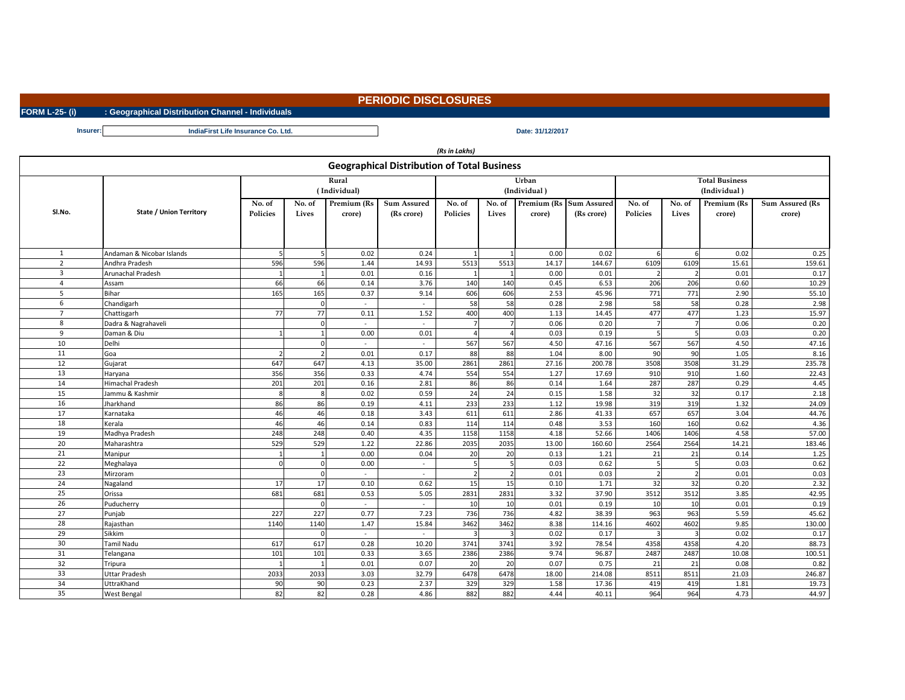# PERIODIC DISCLOSURES

**FORM L-25- (i)** **: Geographical Distribution Channel - Individuals**

**Insurer:** **IndiaFirst Life Insurance Co. Ltd.** **Date: 31/12/2017**

*(Rs in Lakhs)*

## Geographical Distribution of Total Business

| Sl.No. | State / Union Territory | Rural (Individual) | | | | Urban (Individual) | | | | Total Business (Individual) | | | |
|---|---|---|---|---|---|---|---|---|---|---|---|---|---|
| | | No. of Policies | No. of Lives | Premium (Rs crore) | Sum Assured (Rs crore) | No. of Policies | No. of Lives | Premium (Rs crore) | Sum Assured (Rs crore) | No. of Policies | No. of Lives | Premium (Rs crore) | Sum Assured (Rs crore) |
| 1 | Andaman & Nicobar Islands | 5 | 5 | 0.02 | 0.24 | 1 | 1 | 0.00 | 0.02 | 6 | 6 | 0.02 | 0.25 |
| 2 | Andhra Pradesh | 596 | 596 | 1.44 | 14.93 | 5513 | 5513 | 14.17 | 144.67 | 6109 | 6109 | 15.61 | 159.61 |
| 3 | Arunachal Pradesh | 1 | 1 | 0.01 | 0.16 | 1 | 1 | 0.00 | 0.01 | 2 | 2 | 0.01 | 0.17 |
| 4 | Assam | 66 | 66 | 0.14 | 3.76 | 140 | 140 | 0.45 | 6.53 | 206 | 206 | 0.60 | 10.29 |
| 5 | Bihar | 165 | 165 | 0.37 | 9.14 | 606 | 606 | 2.53 | 45.96 | 771 | 771 | 2.90 | 55.10 |
| 6 | Chandigarh | | 0 | - | - | 58 | 58 | 0.28 | 2.98 | 58 | 58 | 0.28 | 2.98 |
| 7 | Chattisgarh | 77 | 77 | 0.11 | 1.52 | 400 | 400 | 1.13 | 14.45 | 477 | 477 | 1.23 | 15.97 |
| 8 | Dadra & Nagrahaveli | | 0 | - | - | 7 | 7 | 0.06 | 0.20 | 7 | 7 | 0.06 | 0.20 |
| 9 | Daman & Diu | 1 | 1 | 0.00 | 0.01 | 4 | 4 | 0.03 | 0.19 | 5 | 5 | 0.03 | 0.20 |
| 10 | Delhi | | 0 | - | - | 567 | 567 | 4.50 | 47.16 | 567 | 567 | 4.50 | 47.16 |
| 11 | Goa | 2 | 2 | 0.01 | 0.17 | 88 | 88 | 1.04 | 8.00 | 90 | 90 | 1.05 | 8.16 |
| 12 | Gujarat | 647 | 647 | 4.13 | 35.00 | 2861 | 2861 | 27.16 | 200.78 | 3508 | 3508 | 31.29 | 235.78 |
| 13 | Haryana | 356 | 356 | 0.33 | 4.74 | 554 | 554 | 1.27 | 17.69 | 910 | 910 | 1.60 | 22.43 |
| 14 | Himachal Pradesh | 201 | 201 | 0.16 | 2.81 | 86 | 86 | 0.14 | 1.64 | 287 | 287 | 0.29 | 4.45 |
| 15 | Jammu & Kashmir | 8 | 8 | 0.02 | 0.59 | 24 | 24 | 0.15 | 1.58 | 32 | 32 | 0.17 | 2.18 |
| 16 | Jharkhand | 86 | 86 | 0.19 | 4.11 | 233 | 233 | 1.12 | 19.98 | 319 | 319 | 1.32 | 24.09 |
| 17 | Karnataka | 46 | 46 | 0.18 | 3.43 | 611 | 611 | 2.86 | 41.33 | 657 | 657 | 3.04 | 44.76 |
| 18 | Kerala | 46 | 46 | 0.14 | 0.83 | 114 | 114 | 0.48 | 3.53 | 160 | 160 | 0.62 | 4.36 |
| 19 | Madhya Pradesh | 248 | 248 | 0.40 | 4.35 | 1158 | 1158 | 4.18 | 52.66 | 1406 | 1406 | 4.58 | 57.00 |
| 20 | Maharashtra | 529 | 529 | 1.22 | 22.86 | 2035 | 2035 | 13.00 | 160.60 | 2564 | 2564 | 14.21 | 183.46 |
| 21 | Manipur | 1 | 1 | 0.00 | 0.04 | 20 | 20 | 0.13 | 1.21 | 21 | 21 | 0.14 | 1.25 |
| 22 | Meghalaya | 0 | 0 | 0.00 | - | 5 | 5 | 0.03 | 0.62 | 5 | 5 | 0.03 | 0.62 |
| 23 | Mirzoram | | 0 | - | - | 2 | 2 | 0.01 | 0.03 | 2 | 2 | 0.01 | 0.03 |
| 24 | Nagaland | 17 | 17 | 0.10 | 0.62 | 15 | 15 | 0.10 | 1.71 | 32 | 32 | 0.20 | 2.32 |
| 25 | Orissa | 681 | 681 | 0.53 | 5.05 | 2831 | 2831 | 3.32 | 37.90 | 3512 | 3512 | 3.85 | 42.95 |
| 26 | Puducherry | | 0 | - | - | 10 | 10 | 0.01 | 0.19 | 10 | 10 | 0.01 | 0.19 |
| 27 | Punjab | 227 | 227 | 0.77 | 7.23 | 736 | 736 | 4.82 | 38.39 | 963 | 963 | 5.59 | 45.62 |
| 28 | Rajasthan | 1140 | 1140 | 1.47 | 15.84 | 3462 | 3462 | 8.38 | 114.16 | 4602 | 4602 | 9.85 | 130.00 |
| 29 | Sikkim | | 0 | - | - | 3 | 3 | 0.02 | 0.17 | 3 | 3 | 0.02 | 0.17 |
| 30 | Tamil Nadu | 617 | 617 | 0.28 | 10.20 | 3741 | 3741 | 3.92 | 78.54 | 4358 | 4358 | 4.20 | 88.73 |
| 31 | Telangana | 101 | 101 | 0.33 | 3.65 | 2386 | 2386 | 9.74 | 96.87 | 2487 | 2487 | 10.08 | 100.51 |
| 32 | Tripura | 1 | 1 | 0.01 | 0.07 | 20 | 20 | 0.07 | 0.75 | 21 | 21 | 0.08 | 0.82 |
| 33 | Uttar Pradesh | 2033 | 2033 | 3.03 | 32.79 | 6478 | 6478 | 18.00 | 214.08 | 8511 | 8511 | 21.03 | 246.87 |
| 34 | UttraKhand | 90 | 90 | 0.23 | 2.37 | 329 | 329 | 1.58 | 17.36 | 419 | 419 | 1.81 | 19.73 |
| 35 | West Bengal | 82 | 82 | 0.28 | 4.86 | 882 | 882 | 4.44 | 40.11 | 964 | 964 | 4.73 | 44.97 |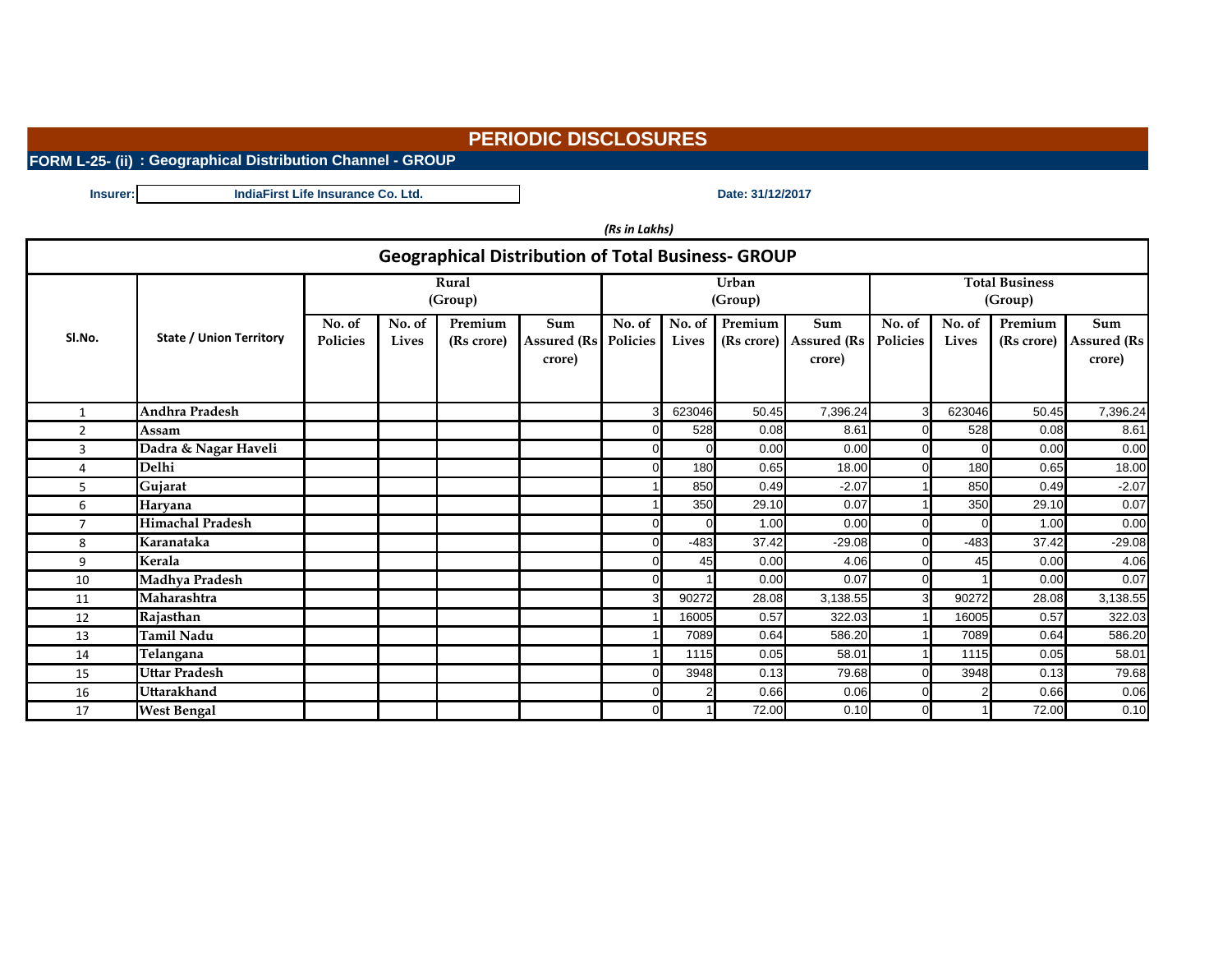# PERIODIC DISCLOSURES

## FORM L-25- (ii) : Geographical Distribution Channel - GROUP

**Insurer:** IndiaFirst Life Insurance Co. Ltd.

**Date: 31/12/2017**

*(Rs in Lakhs)*

### Geographical Distribution of Total Business- GROUP

| Sl.No. | State / Union Territory | Rural (Group) | | | | Urban (Group) | | | | Total Business (Group) | | | |
|---|---|---|---|---|---|---|---|---|---|---|---|---|---|
| | | No. of Policies | No. of Lives | Premium (Rs crore) | Sum Assured (Rs crore) | No. of Policies | No. of Lives | Premium (Rs crore) | Sum Assured (Rs crore) | No. of Policies | No. of Lives | Premium (Rs crore) | Sum Assured (Rs crore) |
| 1 | Andhra Pradesh | | | | | 3 | 623046 | 50.45 | 7,396.24 | 3 | 623046 | 50.45 | 7,396.24 |
| 2 | Assam | | | | | 0 | 528 | 0.08 | 8.61 | 0 | 528 | 0.08 | 8.61 |
| 3 | Dadra & Nagar Haveli | | | | | 0 | 0 | 0.00 | 0.00 | 0 | 0 | 0.00 | 0.00 |
| 4 | Delhi | | | | | 0 | 180 | 0.65 | 18.00 | 0 | 180 | 0.65 | 18.00 |
| 5 | Gujarat | | | | | 1 | 850 | 0.49 | -2.07 | 1 | 850 | 0.49 | -2.07 |
| 6 | Haryana | | | | | 1 | 350 | 29.10 | 0.07 | 1 | 350 | 29.10 | 0.07 |
| 7 | Himachal Pradesh | | | | | 0 | 0 | 1.00 | 0.00 | 0 | 0 | 1.00 | 0.00 |
| 8 | Karanataka | | | | | 0 | -483 | 37.42 | -29.08 | 0 | -483 | 37.42 | -29.08 |
| 9 | Kerala | | | | | 0 | 45 | 0.00 | 4.06 | 0 | 45 | 0.00 | 4.06 |
| 10 | Madhya Pradesh | | | | | 0 | 1 | 0.00 | 0.07 | 0 | 1 | 0.00 | 0.07 |
| 11 | Maharashtra | | | | | 3 | 90272 | 28.08 | 3,138.55 | 3 | 90272 | 28.08 | 3,138.55 |
| 12 | Rajasthan | | | | | 1 | 16005 | 0.57 | 322.03 | 1 | 16005 | 0.57 | 322.03 |
| 13 | Tamil Nadu | | | | | 1 | 7089 | 0.64 | 586.20 | 1 | 7089 | 0.64 | 586.20 |
| 14 | Telangana | | | | | 1 | 1115 | 0.05 | 58.01 | 1 | 1115 | 0.05 | 58.01 |
| 15 | Uttar Pradesh | | | | | 0 | 3948 | 0.13 | 79.68 | 0 | 3948 | 0.13 | 79.68 |
| 16 | Uttarakhand | | | | | 0 | 2 | 0.66 | 0.06 | 0 | 2 | 0.66 | 0.06 |
| 17 | West Bengal | | | | | 0 | 1 | 72.00 | 0.10 | 0 | 1 | 72.00 | 0.10 |